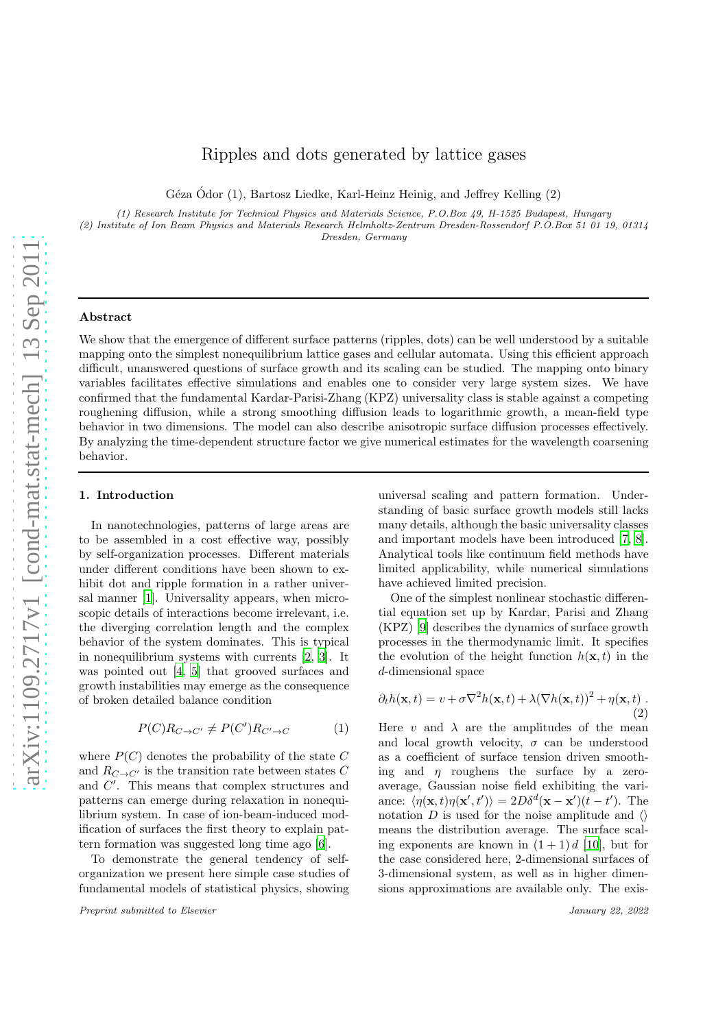# Ripples and dots generated by lattice gases

Géza Ódor (1), Bartosz Liedke, Karl-Heinz Heinig, and Jeffrey Kelling (2)

*(1) Research Institute for Technical Physics and Materials Science, P.O.Box 49, H-1525 Budapest, Hungary*
*(2) Institute of Ion Beam Physics and Materials Research Helmholtz-Zentrum Dresden-Rossendorf P.O.Box 51 01 19, 01314 Dresden, Germany*

---

## Abstract

We show that the emergence of different surface patterns (ripples, dots) can be well understood by a suitable mapping onto the simplest nonequilibrium lattice gases and cellular automata. Using this efficient approach difficult, unanswered questions of surface growth and its scaling can be studied. The mapping onto binary variables facilitates effective simulations and enables one to consider very large system sizes. We have confirmed that the fundamental Kardar-Parisi-Zhang (KPZ) universality class is stable against a competing roughening diffusion, while a strong smoothing diffusion leads to logarithmic growth, a mean-field type behavior in two dimensions. The model can also describe anisotropic surface diffusion processes effectively. By analyzing the time-dependent structure factor we give numerical estimates for the wavelength coarsening behavior.

---

## 1. Introduction

In nanotechnologies, patterns of large areas are to be assembled in a cost effective way, possibly by self-organization processes. Different materials under different conditions have been shown to exhibit dot and ripple formation in a rather universal manner [1]. Universality appears, when microscopic details of interactions become irrelevant, i.e. the diverging correlation length and the complex behavior of the system dominates. This is typical in nonequilibrium systems with currents [2, 3]. It was pointed out [4, 5] that grooved surfaces and growth instabilities may emerge as the consequence of broken detailed balance condition

$$P(C)R_{C\to C'} \neq P(C')R_{C'\to C} \tag{1}$$

where $P(C)$ denotes the probability of the state $C$ and $R_{C\to C'}$ is the transition rate between states $C$ and $C'$. This means that complex structures and patterns can emerge during relaxation in nonequilibrium system. In case of ion-beam-induced modification of surfaces the first theory to explain pattern formation was suggested long time ago [6].

To demonstrate the general tendency of self-organization we present here simple case studies of fundamental models of statistical physics, showing universal scaling and pattern formation. Understanding of basic surface growth models still lacks many details, although the basic universality classes and important models have been introduced [7, 8]. Analytical tools like continuum field methods have limited applicability, while numerical simulations have achieved limited precision.

One of the simplest nonlinear stochastic differential equation set up by Kardar, Parisi and Zhang (KPZ) [9] describes the dynamics of surface growth processes in the thermodynamic limit. It specifies the evolution of the height function $h(\mathbf{x},t)$ in the $d$-dimensional space

$$\partial_t h(\mathbf{x},t) = v + \sigma\nabla^2 h(\mathbf{x},t) + \lambda(\nabla h(\mathbf{x},t))^2 + \eta(\mathbf{x},t)\ . \tag{2}$$

Here $v$ and $\lambda$ are the amplitudes of the mean and local growth velocity, $\sigma$ can be understood as a coefficient of surface tension driven smoothing and $\eta$ roughens the surface by a zero-average, Gaussian noise field exhibiting the variance: $\langle\eta(\mathbf{x},t)\eta(\mathbf{x}',t')\rangle = 2D\delta^d(\mathbf{x}-\mathbf{x}')(t-t')$. The notation $D$ is used for the noise amplitude and $\langle\rangle$ means the distribution average. The surface scaling exponents are known in $(1+1)\,d$ [10], but for the case considered here, 2-dimensional surfaces of 3-dimensional system, as well as in higher dimensions approximations are available only. The exis-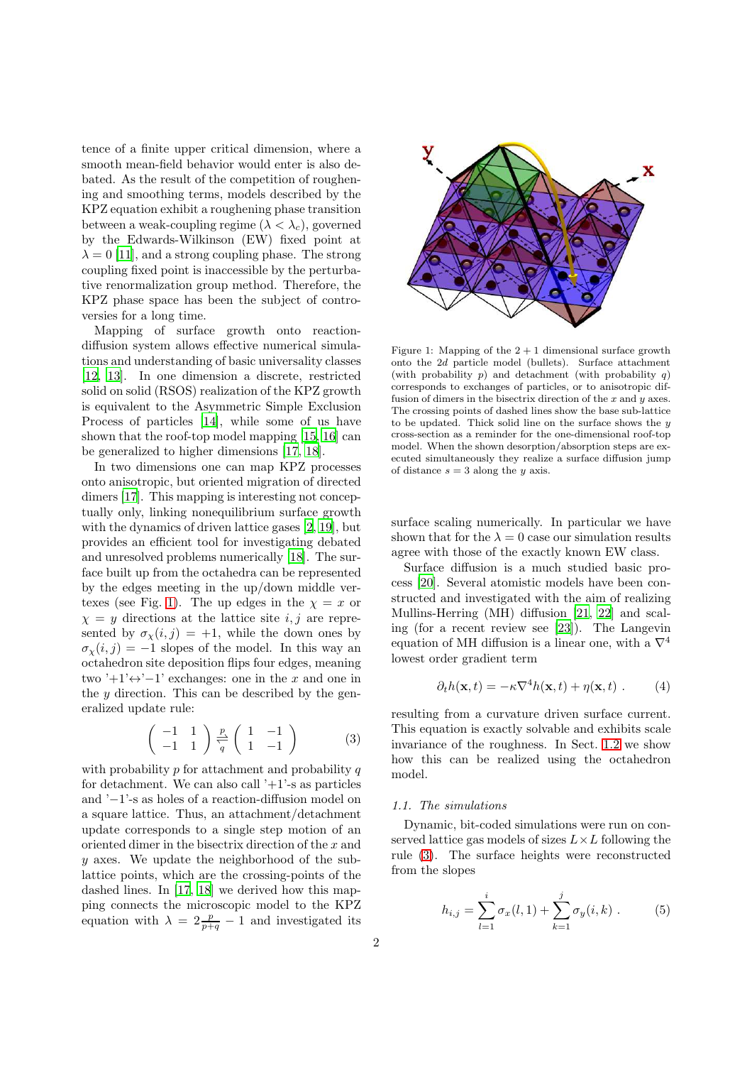tence of a finite upper critical dimension, where a smooth mean-field behavior would enter is also debated. As the result of the competition of roughening and smoothing terms, models described by the KPZ equation exhibit a roughening phase transition between a weak-coupling regime ($\lambda < \lambda_c$), governed by the Edwards-Wilkinson (EW) fixed point at $\lambda = 0$ [11], and a strong coupling phase. The strong coupling fixed point is inaccessible by the perturbative renormalization group method. Therefore, the KPZ phase space has been the subject of controversies for a long time.

Mapping of surface growth onto reaction-diffusion system allows effective numerical simulations and understanding of basic universality classes [12, 13]. In one dimension a discrete, restricted solid on solid (RSOS) realization of the KPZ growth is equivalent to the Asymmetric Simple Exclusion Process of particles [14], while some of us have shown that the roof-top model mapping [15, 16] can be generalized to higher dimensions [17, 18].

In two dimensions one can map KPZ processes onto anisotropic, but oriented migration of directed dimers [17]. This mapping is interesting not conceptually only, linking nonequilibrium surface growth with the dynamics of driven lattice gases [2, 19], but provides an efficient tool for investigating debated and unresolved problems numerically [18]. The surface built up from the octahedra can be represented by the edges meeting in the up/down middle vertexes (see Fig. 1). The up edges in the $\chi = x$ or $\chi = y$ directions at the lattice site $i, j$ are represented by $\sigma_\chi(i,j) = +1$, while the down ones by $\sigma_\chi(i,j) = -1$ slopes of the model. In this way an octahedron site deposition flips four edges, meaning two '+1'↔'−1' exchanges: one in the $x$ and one in the $y$ direction. This can be described by the generalized update rule:

$$\begin{pmatrix} -1 & 1 \\ -1 & 1 \end{pmatrix} \underset{q}{\overset{p}{\rightleftharpoons}} \begin{pmatrix} 1 & -1 \\ 1 & -1 \end{pmatrix} \tag{3}$$

with probability $p$ for attachment and probability $q$ for detachment. We can also call '+1'-s as particles and '−1'-s as holes of a reaction-diffusion model on a square lattice. Thus, an attachment/detachment update corresponds to a single step motion of an oriented dimer in the bisectrix direction of the $x$ and $y$ axes. We update the neighborhood of the sublattice points, which are the crossing-points of the dashed lines. In [17, 18] we derived how this mapping connects the microscopic model to the KPZ equation with $\lambda = 2\frac{p}{p+q} - 1$ and investigated its surface scaling numerically. In particular we have shown that for the $\lambda = 0$ case our simulation results agree with those of the exactly known EW class.

Figure 1: Mapping of the $2+1$ dimensional surface growth onto the $2d$ particle model (bullets). Surface attachment (with probability $p$) and detachment (with probability $q$) corresponds to exchanges of particles, or to anisotropic diffusion of dimers in the bisectrix direction of the $x$ and $y$ axes. The crossing points of dashed lines show the base sub-lattice to be updated. Thick solid line on the surface shows the $y$ cross-section as a reminder for the one-dimensional roof-top model. When the shown desorption/absorption steps are executed simultaneously they realize a surface diffusion jump of distance $s = 3$ along the $y$ axis.

Surface diffusion is a much studied basic process [20]. Several atomistic models have been constructed and investigated with the aim of realizing Mullins-Herring (MH) diffusion [21, 22] and scaling (for a recent review see [23]). The Langevin equation of MH diffusion is a linear one, with a $\nabla^4$ lowest order gradient term

$$\partial_t h(\mathbf{x}, t) = -\kappa \nabla^4 h(\mathbf{x}, t) + \eta(\mathbf{x}, t) \; . \tag{4}$$

resulting from a curvature driven surface current. This equation is exactly solvable and exhibits scale invariance of the roughness. In Sect. 1.2 we show how this can be realized using the octahedron model.

### 1.1. The simulations

Dynamic, bit-coded simulations were run on conserved lattice gas models of sizes $L \times L$ following the rule (3). The surface heights were reconstructed from the slopes

$$h_{i,j} = \sum_{l=1}^{i} \sigma_x(l, 1) + \sum_{k=1}^{j} \sigma_y(i, k) \; . \tag{5}$$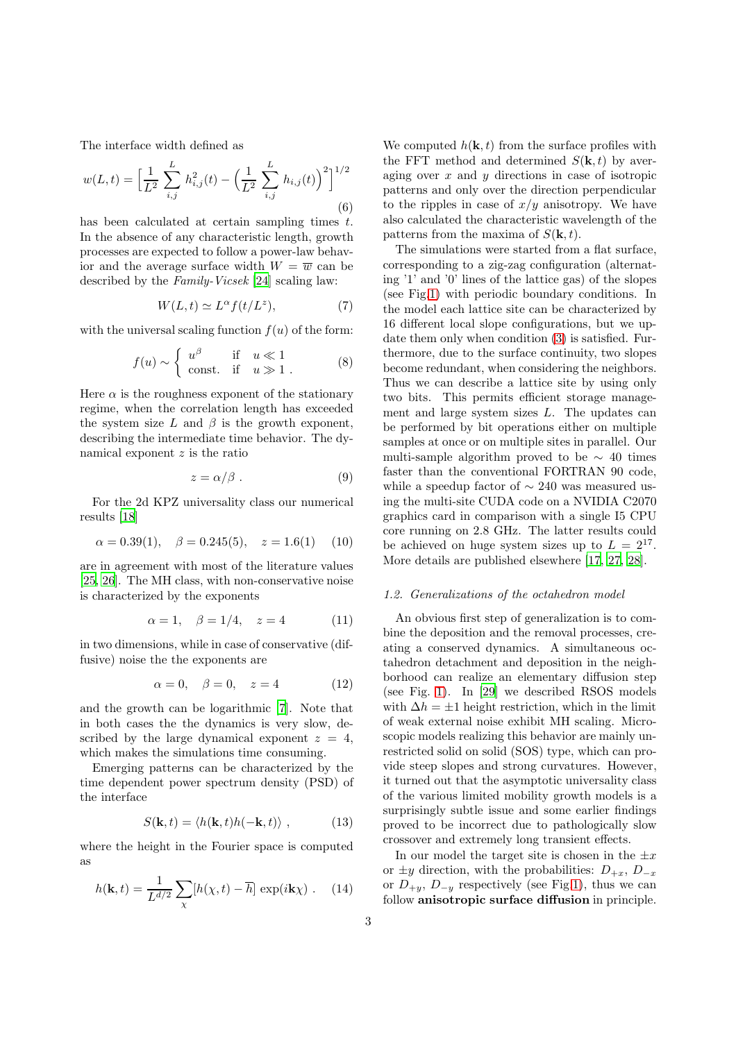The interface width defined as

$$w(L,t) = \Big[\frac{1}{L^2}\sum_{i,j}^{L} h_{i,j}^2(t) - \Big(\frac{1}{L^2}\sum_{i,j}^{L} h_{i,j}(t)\Big)^2\Big]^{1/2} \tag{6}$$

has been calculated at certain sampling times $t$. In the absence of any characteristic length, growth processes are expected to follow a power-law behavior and the average surface width $W = \overline{w}$ can be described by the *Family-Vicsek* [24] scaling law:

$$W(L,t) \simeq L^{\alpha} f(t/L^z), \tag{7}$$

with the universal scaling function $f(u)$ of the form:

$$f(u) \sim \left\{ \begin{array}{ll} u^{\beta} & \text{if} \quad u \ll 1 \\ \text{const.} & \text{if} \quad u \gg 1 \; . \end{array} \right. \tag{8}$$

Here $\alpha$ is the roughness exponent of the stationary regime, when the correlation length has exceeded the system size $L$ and $\beta$ is the growth exponent, describing the intermediate time behavior. The dynamical exponent $z$ is the ratio

$$z = \alpha/\beta \; . \tag{9}$$

For the 2d KPZ universality class our numerical results [18]

$$\alpha = 0.39(1), \quad \beta = 0.245(5), \quad z = 1.6(1) \tag{10}$$

are in agreement with most of the literature values [25, 26]. The MH class, with non-conservative noise is characterized by the exponents

$$\alpha = 1, \quad \beta = 1/4, \quad z = 4 \tag{11}$$

in two dimensions, while in case of conservative (diffusive) noise the the exponents are

$$\alpha = 0, \quad \beta = 0, \quad z = 4 \tag{12}$$

and the growth can be logarithmic [7]. Note that in both cases the the dynamics is very slow, described by the large dynamical exponent $z = 4$, which makes the simulations time consuming.

Emerging patterns can be characterized by the time dependent power spectrum density (PSD) of the interface

$$S(\mathbf{k},t) = \langle h(\mathbf{k},t) h(-\mathbf{k},t) \rangle \; , \tag{13}$$

where the height in the Fourier space is computed as

$$h(\mathbf{k},t) = \frac{1}{L^{d/2}} \sum_{\chi} [h(\chi,t) - \overline{h}] \, \exp(i\mathbf{k}\chi) \; . \tag{14}$$

We computed $h(\mathbf{k},t)$ from the surface profiles with the FFT method and determined $S(\mathbf{k},t)$ by averaging over $x$ and $y$ directions in case of isotropic patterns and only over the direction perpendicular to the ripples in case of $x/y$ anisotropy. We have also calculated the characteristic wavelength of the patterns from the maxima of $S(\mathbf{k},t)$.

The simulations were started from a flat surface, corresponding to a zig-zag configuration (alternating '1' and '0' lines of the lattice gas) of the slopes (see Fig.1) with periodic boundary conditions. In the model each lattice site can be characterized by 16 different local slope configurations, but we update them only when condition (3) is satisfied. Furthermore, due to the surface continuity, two slopes become redundant, when considering the neighbors. Thus we can describe a lattice site by using only two bits. This permits efficient storage management and large system sizes $L$. The updates can be performed by bit operations either on multiple samples at once or on multiple sites in parallel. Our multi-sample algorithm proved to be $\sim 40$ times faster than the conventional FORTRAN 90 code, while a speedup factor of $\sim 240$ was measured using the multi-site CUDA code on a NVIDIA C2070 graphics card in comparison with a single I5 CPU core running on 2.8 GHz. The latter results could be achieved on huge system sizes up to $L = 2^{17}$. More details are published elsewhere [17, 27, 28].

### *1.2. Generalizations of the octahedron model*

An obvious first step of generalization is to combine the deposition and the removal processes, creating a conserved dynamics. A simultaneous octahedron detachment and deposition in the neighborhood can realize an elementary diffusion step (see Fig. 1). In [29] we described RSOS models with $\Delta h = \pm 1$ height restriction, which in the limit of weak external noise exhibit MH scaling. Microscopic models realizing this behavior are mainly unrestricted solid on solid (SOS) type, which can provide steep slopes and strong curvatures. However, it turned out that the asymptotic universality class of the various limited mobility growth models is a surprisingly subtle issue and some earlier findings proved to be incorrect due to pathologically slow crossover and extremely long transient effects.

In our model the target site is chosen in the $\pm x$ or $\pm y$ direction, with the probabilities: $D_{+x}$, $D_{-x}$ or $D_{+y}$, $D_{-y}$ respectively (see Fig.1), thus we can follow **anisotropic surface diffusion** in principle.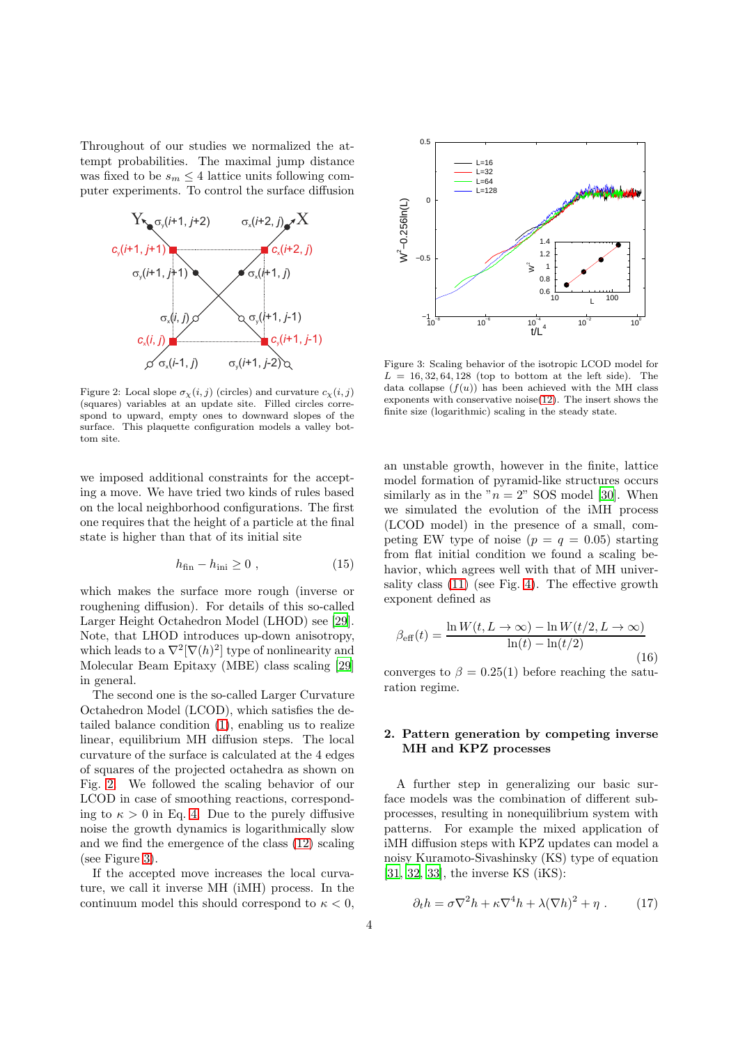Throughout of our studies we normalized the attempt probabilities. The maximal jump distance was fixed to be $s_m \leq 4$ lattice units following computer experiments. To control the surface diffusion

Figure 2: Local slope $\sigma_\chi(i,j)$ (circles) and curvature $c_\chi(i,j)$ (squares) variables at an update site. Filled circles correspond to upward, empty ones to downward slopes of the surface. This plaquette configuration models a valley bottom site.

we imposed additional constraints for the accepting a move. We have tried two kinds of rules based on the local neighborhood configurations. The first one requires that the height of a particle at the final state is higher than that of its initial site

$$h_{\text{fin}} - h_{\text{ini}} \geq 0 \ , \tag{15}$$

which makes the surface more rough (inverse or roughening diffusion). For details of this so-called Larger Height Octahedron Model (LHOD) see [29]. Note, that LHOD introduces up-down anisotropy, which leads to a $\nabla^2[\nabla(h)^2]$ type of nonlinearity and Molecular Beam Epitaxy (MBE) class scaling [29] in general.

The second one is the so-called Larger Curvature Octahedron Model (LCOD), which satisfies the detailed balance condition (1), enabling us to realize linear, equilibrium MH diffusion steps. The local curvature of the surface is calculated at the 4 edges of squares of the projected octahedra as shown on Fig. 2. We followed the scaling behavior of our LCOD in case of smoothing reactions, corresponding to $\kappa > 0$ in Eq. 4. Due to the purely diffusive noise the growth dynamics is logarithmically slow and we find the emergence of the class (12) scaling (see Figure 3).

If the accepted move increases the local curvature, we call it inverse MH (iMH) process. In the continuum model this should correspond to $\kappa < 0$,

Figure 3: Scaling behavior of the isotropic LCOD model for $L = 16, 32, 64, 128$ (top to bottom at the left side). The data collapse ($f(u)$) has been achieved with the MH class exponents with conservative noise(12). The insert shows the finite size (logarithmic) scaling in the steady state.

an unstable growth, however in the finite, lattice model formation of pyramid-like structures occurs similarly as in the "$n = 2$" SOS model [30]. When we simulated the evolution of the iMH process (LCOD model) in the presence of a small, competing EW type of noise ($p = q = 0.05$) starting from flat initial condition we found a scaling behavior, which agrees well with that of MH universality class (11) (see Fig. 4). The effective growth exponent defined as

$$\beta_{\text{eff}}(t) = \frac{\ln W(t, L \to \infty) - \ln W(t/2, L \to \infty)}{\ln(t) - \ln(t/2)} \tag{16}$$

converges to $\beta = 0.25(1)$ before reaching the saturation regime.

## 2. Pattern generation by competing inverse MH and KPZ processes

A further step in generalizing our basic surface models was the combination of different subprocesses, resulting in nonequilibrium system with patterns. For example the mixed application of iMH diffusion steps with KPZ updates can model a noisy Kuramoto-Sivashinsky (KS) type of equation [31, 32, 33], the inverse KS (iKS):

$$\partial_t h = \sigma \nabla^2 h + \kappa \nabla^4 h + \lambda (\nabla h)^2 + \eta \ . \tag{17}$$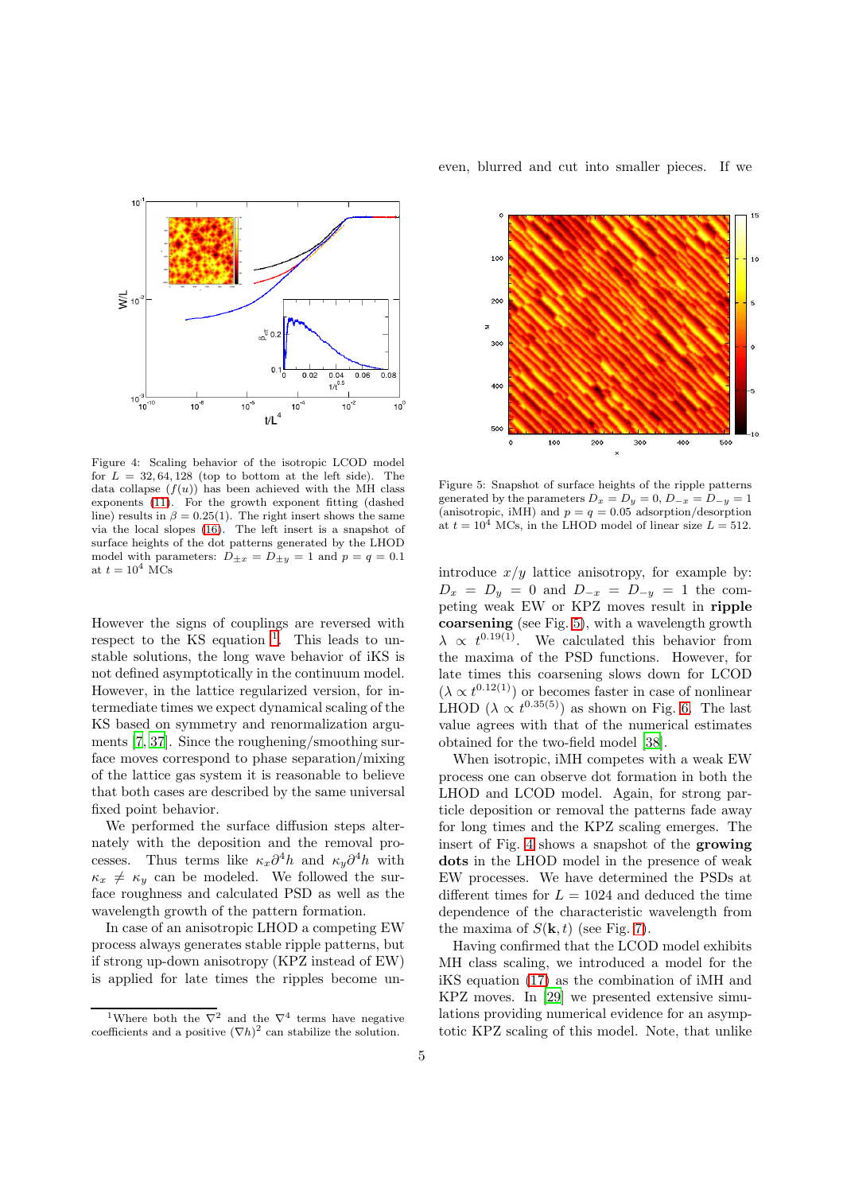Figure 4: Scaling behavior of the isotropic LCOD model for $L = 32, 64, 128$ (top to bottom at the left side). The data collapse ($f(u)$) has been achieved with the MH class exponents (11). For the growth exponent fitting (dashed line) results in $\beta = 0.25(1)$. The right insert shows the same via the local slopes (16). The left insert is a snapshot of surface heights of the dot patterns generated by the LHOD model with parameters: $D_{\pm x} = D_{\pm y} = 1$ and $p = q = 0.1$ at $t = 10^4$ MCs

However the signs of couplings are reversed with respect to the KS equation [1]. This leads to unstable solutions, the long wave behavior of iKS is not defined asymptotically in the continuum model. However, in the lattice regularized version, for intermediate times we expect dynamical scaling of the KS based on symmetry and renormalization arguments [7, 37]. Since the roughening/smoothing surface moves correspond to phase separation/mixing of the lattice gas system it is reasonable to believe that both cases are described by the same universal fixed point behavior.

We performed the surface diffusion steps alternately with the deposition and the removal processes. Thus terms like $\kappa_x \partial^4 h$ and $\kappa_y \partial^4 h$ with $\kappa_x \neq \kappa_y$ can be modeled. We followed the surface roughness and calculated PSD as well as the wavelength growth of the pattern formation.

In case of an anisotropic LHOD a competing EW process always generates stable ripple patterns, but if strong up-down anisotropy (KPZ instead of EW) is applied for late times the ripples become uneven, blurred and cut into smaller pieces. If we

Figure 5: Snapshot of surface heights of the ripple patterns generated by the parameters $D_x = D_y = 0$, $D_{-x} = D_{-y} = 1$ (anisotropic, iMH) and $p = q = 0.05$ adsorption/desorption at $t = 10^4$ MCs, in the LHOD model of linear size $L = 512$.

introduce $x/y$ lattice anisotropy, for example by: $D_x = D_y = 0$ and $D_{-x} = D_{-y} = 1$ the competing weak EW or KPZ moves result in **ripple coarsening** (see Fig. 5), with a wavelength growth $\lambda \propto t^{0.19(1)}$. We calculated this behavior from the maxima of the PSD functions. However, for late times this coarsening slows down for LCOD ($\lambda \propto t^{0.12(1)}$) or becomes faster in case of nonlinear LHOD ($\lambda \propto t^{0.35(5)}$) as shown on Fig. 6. The last value agrees with that of the numerical estimates obtained for the two-field model [38].

When isotropic, iMH competes with a weak EW process one can observe dot formation in both the LHOD and LCOD model. Again, for strong particle deposition or removal the patterns fade away for long times and the KPZ scaling emerges. The insert of Fig. 4 shows a snapshot of the **growing dots** in the LHOD model in the presence of weak EW processes. We have determined the PSDs at different times for $L = 1024$ and deduced the time dependence of the characteristic wavelength from the maxima of $S(\mathbf{k}, t)$ (see Fig. 7).

Having confirmed that the LCOD model exhibits MH class scaling, we introduced a model for the iKS equation (17) as the combination of iMH and KPZ moves. In [29] we presented extensive simulations providing numerical evidence for an asymptotic KPZ scaling of this model. Note, that unlike

[1] Where both the $\nabla^2$ and the $\nabla^4$ terms have negative coefficients and a positive $(\nabla h)^2$ can stabilize the solution.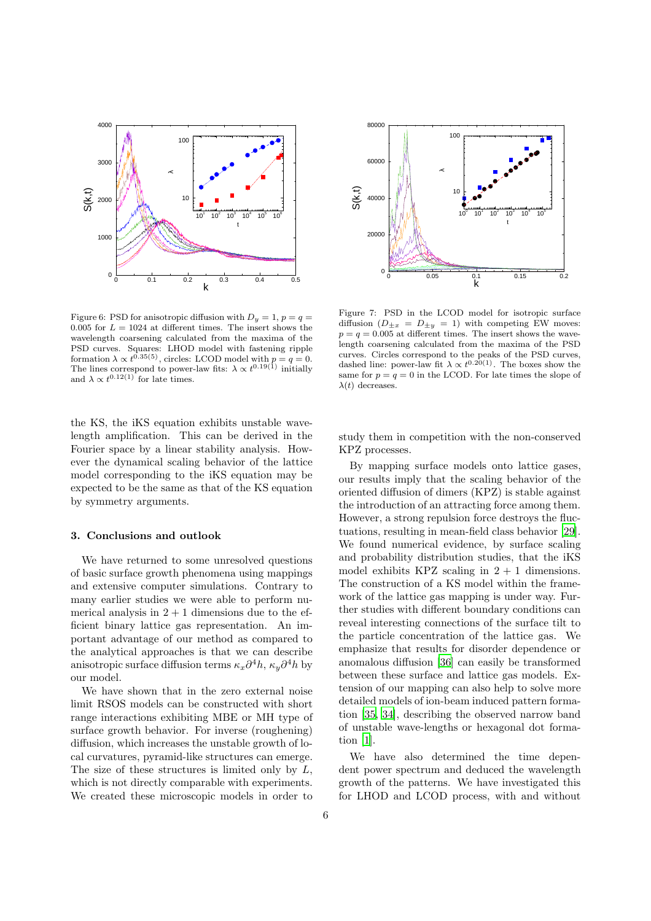Figure 6: PSD for anisotropic diffusion with $D_y = 1$, $p = q = 0.005$ for $L = 1024$ at different times. The insert shows the wavelength coarsening calculated from the maxima of the PSD curves. Squares: LHOD model with fastening ripple formation $\lambda \propto t^{0.35(5)}$, circles: LCOD model with $p = q = 0$. The lines correspond to power-law fits: $\lambda \propto t^{0.19(1)}$ initially and $\lambda \propto t^{0.12(1)}$ for late times.

Figure 7: PSD in the LCOD model for isotropic surface diffusion ($D_{\pm x} = D_{\pm y} = 1$) with competing EW moves: $p = q = 0.005$ at different times. The insert shows the wavelength coarsening calculated from the maxima of the PSD curves. Circles correspond to the peaks of the PSD curves, dashed line: power-law fit $\lambda \propto t^{0.20(1)}$. The boxes show the same for $p = q = 0$ in the LCOD. For late times the slope of $\lambda(t)$ decreases.

the KS, the iKS equation exhibits unstable wavelength amplification. This can be derived in the Fourier space by a linear stability analysis. However the dynamical scaling behavior of the lattice model corresponding to the iKS equation may be expected to be the same as that of the KS equation by symmetry arguments.

## 3. Conclusions and outlook

We have returned to some unresolved questions of basic surface growth phenomena using mappings and extensive computer simulations. Contrary to many earlier studies we were able to perform numerical analysis in $2 + 1$ dimensions due to the efficient binary lattice gas representation. An important advantage of our method as compared to the analytical approaches is that we can describe anisotropic surface diffusion terms $\kappa_x \partial^4 h$, $\kappa_y \partial^4 h$ by our model.

We have shown that in the zero external noise limit RSOS models can be constructed with short range interactions exhibiting MBE or MH type of surface growth behavior. For inverse (roughening) diffusion, which increases the unstable growth of local curvatures, pyramid-like structures can emerge. The size of these structures is limited only by $L$, which is not directly comparable with experiments. We created these microscopic models in order to study them in competition with the non-conserved KPZ processes.

By mapping surface models onto lattice gases, our results imply that the scaling behavior of the oriented diffusion of dimers (KPZ) is stable against the introduction of an attracting force among them. However, a strong repulsion force destroys the fluctuations, resulting in mean-field class behavior [29]. We found numerical evidence, by surface scaling and probability distribution studies, that the iKS model exhibits KPZ scaling in $2 + 1$ dimensions. The construction of a KS model within the framework of the lattice gas mapping is under way. Further studies with different boundary conditions can reveal interesting connections of the surface tilt to the particle concentration of the lattice gas. We emphasize that results for disorder dependence or anomalous diffusion [36] can easily be transformed between these surface and lattice gas models. Extension of our mapping can also help to solve more detailed models of ion-beam induced pattern formation [35, 34], describing the observed narrow band of unstable wave-lengths or hexagonal dot formation [1].

We have also determined the time dependent power spectrum and deduced the wavelength growth of the patterns. We have investigated this for LHOD and LCOD process, with and without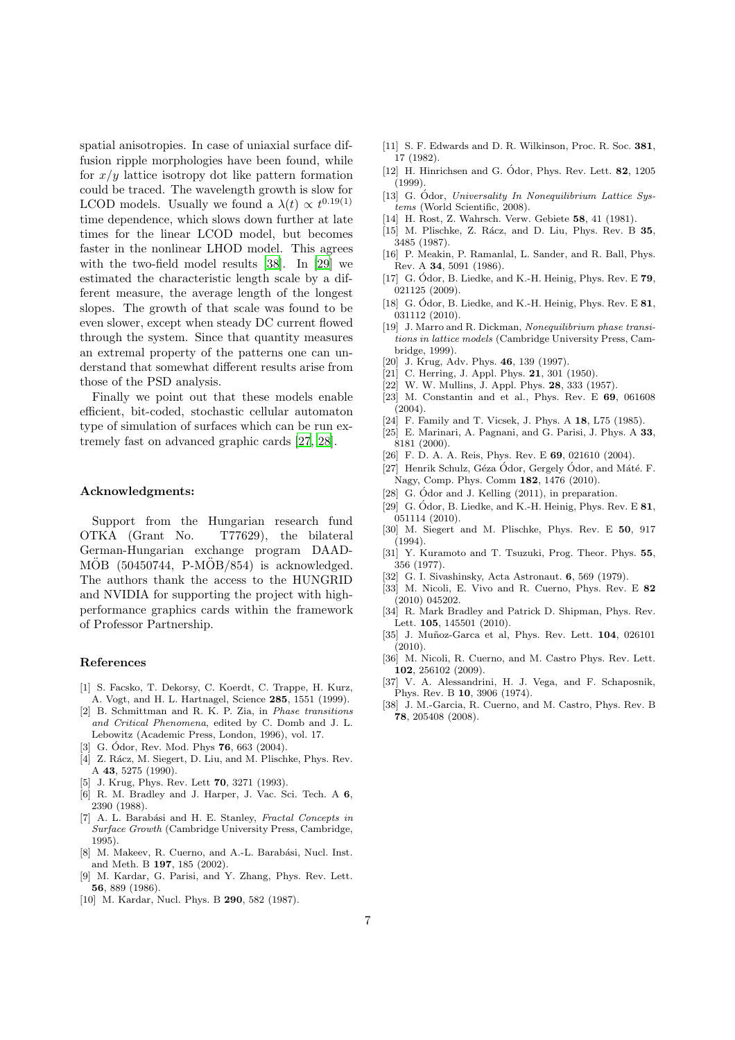spatial anisotropies. In case of uniaxial surface diffusion ripple morphologies have been found, while for $x/y$ lattice isotropy dot like pattern formation could be traced. The wavelength growth is slow for LCOD models. Usually we found a $\lambda(t) \propto t^{0.19(1)}$ time dependence, which slows down further at late times for the linear LCOD model, but becomes faster in the nonlinear LHOD model. This agrees with the two-field model results [38]. In [29] we estimated the characteristic length scale by a different measure, the average length of the longest slopes. The growth of that scale was found to be even slower, except when steady DC current flowed through the system. Since that quantity measures an extremal property of the patterns one can understand that somewhat different results arise from those of the PSD analysis.

Finally we point out that these models enable efficient, bit-coded, stochastic cellular automaton type of simulation of surfaces which can be run extremely fast on advanced graphic cards [27, 28].

### Acknowledgments:

Support from the Hungarian research fund OTKA (Grant No. T77629), the bilateral German-Hungarian exchange program DAAD-MÖB (50450744, P-MÖB/854) is acknowledged. The authors thank the access to the HUNGRID and NVIDIA for supporting the project with high-performance graphics cards within the framework of Professor Partnership.

### References

- [1] S. Facsko, T. Dekorsy, C. Koerdt, C. Trappe, H. Kurz, A. Vogt, and H. L. Hartnagel, Science **285**, 1551 (1999).
- [2] B. Schmittman and R. K. P. Zia, in *Phase transitions and Critical Phenomena*, edited by C. Domb and J. L. Lebowitz (Academic Press, London, 1996), vol. 17.
- [3] G. Ódor, Rev. Mod. Phys **76**, 663 (2004).
- [4] Z. Rácz, M. Siegert, D. Liu, and M. Plischke, Phys. Rev. A **43**, 5275 (1990).
- [5] J. Krug, Phys. Rev. Lett **70**, 3271 (1993).
- [6] R. M. Bradley and J. Harper, J. Vac. Sci. Tech. A **6**, 2390 (1988).
- [7] A. L. Barabási and H. E. Stanley, *Fractal Concepts in Surface Growth* (Cambridge University Press, Cambridge, 1995).
- [8] M. Makeev, R. Cuerno, and A.-L. Barabási, Nucl. Inst. and Meth. B **197**, 185 (2002).
- [9] M. Kardar, G. Parisi, and Y. Zhang, Phys. Rev. Lett. **56**, 889 (1986).
- [10] M. Kardar, Nucl. Phys. B **290**, 582 (1987).
- [11] S. F. Edwards and D. R. Wilkinson, Proc. R. Soc. **381**, 17 (1982).
- [12] H. Hinrichsen and G. Ódor, Phys. Rev. Lett. **82**, 1205 (1999).
- [13] G. Ódor, *Universality In Nonequilibrium Lattice Systems* (World Scientific, 2008).
- [14] H. Rost, Z. Wahrsch. Verw. Gebiete **58**, 41 (1981).
- [15] M. Plischke, Z. Rácz, and D. Liu, Phys. Rev. B **35**, 3485 (1987).
- [16] P. Meakin, P. Ramanlal, L. Sander, and R. Ball, Phys. Rev. A **34**, 5091 (1986).
- [17] G. Ódor, B. Liedke, and K.-H. Heinig, Phys. Rev. E **79**, 021125 (2009).
- [18] G. Ódor, B. Liedke, and K.-H. Heinig, Phys. Rev. E **81**, 031112 (2010).
- [19] J. Marro and R. Dickman, *Nonequilibrium phase transitions in lattice models* (Cambridge University Press, Cambridge, 1999).
- [20] J. Krug, Adv. Phys. **46**, 139 (1997).
- [21] C. Herring, J. Appl. Phys. **21**, 301 (1950).
- [22] W. W. Mullins, J. Appl. Phys. **28**, 333 (1957).
- [23] M. Constantin and et al., Phys. Rev. E **69**, 061608 (2004).
- [24] F. Family and T. Vicsek, J. Phys. A **18**, L75 (1985).
- [25] E. Marinari, A. Pagnani, and G. Parisi, J. Phys. A **33**, 8181 (2000).
- [26] F. D. A. A. Reis, Phys. Rev. E **69**, 021610 (2004).
- [27] Henrik Schulz, Géza Ódor, Gergely Ódor, and Máté. F. Nagy, Comp. Phys. Comm **182**, 1476 (2010).
- [28] G. Ódor and J. Kelling (2011), in preparation.
- [29] G. Ódor, B. Liedke, and K.-H. Heinig, Phys. Rev. E **81**, 051114 (2010).
- [30] M. Siegert and M. Plischke, Phys. Rev. E **50**, 917 (1994).
- [31] Y. Kuramoto and T. Tsuzuki, Prog. Theor. Phys. **55**, 356 (1977).
- [32] G. I. Sivashinsky, Acta Astronaut. **6**, 569 (1979).
- [33] M. Nicoli, E. Vivo and R. Cuerno, Phys. Rev. E **82** (2010) 045202.
- [34] R. Mark Bradley and Patrick D. Shipman, Phys. Rev. Lett. **105**, 145501 (2010).
- [35] J. Muñoz-Garca et al, Phys. Rev. Lett. **104**, 026101 (2010).
- [36] M. Nicoli, R. Cuerno, and M. Castro Phys. Rev. Lett. **102**, 256102 (2009).
- [37] V. A. Alessandrini, H. J. Vega, and F. Schaposnik, Phys. Rev. B **10**, 3906 (1974).
- [38] J. M.-Garcia, R. Cuerno, and M. Castro, Phys. Rev. B **78**, 205408 (2008).